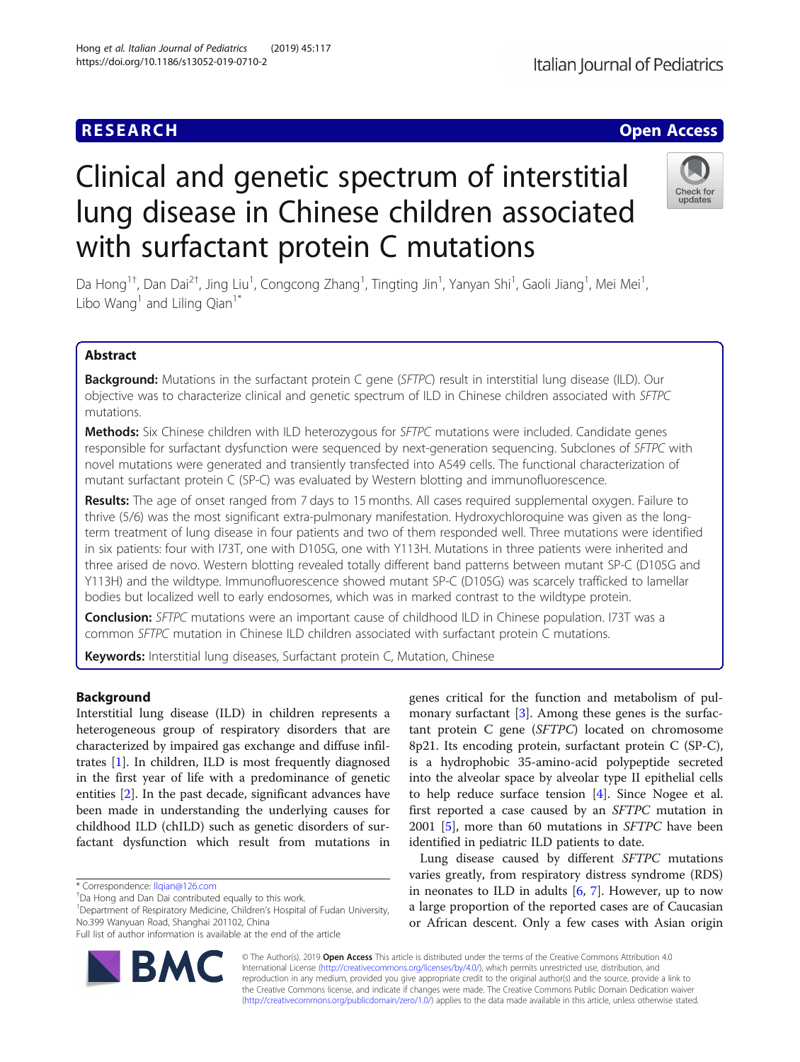# RESEARCH — Open Access

# Clinical and genetic spectrum of interstitial lung disease in Chinese children associated with surfactant protein C mutations

Da Hong[1†], Dan Dai[2†], Jing Liu[1], Congcong Zhang[1], Tingting Jin[1], Yanyan Shi[1], Gaoli Jiang[1], Mei Mei[1], Libo Wang[1] and Liling Qian[1*]

## Abstract

**Background:** Mutations in the surfactant protein C gene (*SFTPC*) result in interstitial lung disease (ILD). Our objective was to characterize clinical and genetic spectrum of ILD in Chinese children associated with *SFTPC* mutations.

**Methods:** Six Chinese children with ILD heterozygous for *SFTPC* mutations were included. Candidate genes responsible for surfactant dysfunction were sequenced by next-generation sequencing. Subclones of *SFTPC* with novel mutations were generated and transiently transfected into A549 cells. The functional characterization of mutant surfactant protein C (SP-C) was evaluated by Western blotting and immunofluorescence.

**Results:** The age of onset ranged from 7 days to 15 months. All cases required supplemental oxygen. Failure to thrive (5/6) was the most significant extra-pulmonary manifestation. Hydroxychloroquine was given as the long-term treatment of lung disease in four patients and two of them responded well. Three mutations were identified in six patients: four with I73T, one with D105G, one with Y113H. Mutations in three patients were inherited and three arised de novo. Western blotting revealed totally different band patterns between mutant SP-C (D105G and Y113H) and the wildtype. Immunofluorescence showed mutant SP-C (D105G) was scarcely trafficked to lamellar bodies but localized well to early endosomes, which was in marked contrast to the wildtype protein.

**Conclusion:** *SFTPC* mutations were an important cause of childhood ILD in Chinese population. I73T was a common *SFTPC* mutation in Chinese ILD children associated with surfactant protein C mutations.

**Keywords:** Interstitial lung diseases, Surfactant protein C, Mutation, Chinese

## Background

Interstitial lung disease (ILD) in children represents a heterogeneous group of respiratory disorders that are characterized by impaired gas exchange and diffuse infiltrates [1]. In children, ILD is most frequently diagnosed in the first year of life with a predominance of genetic entities [2]. In the past decade, significant advances have been made in understanding the underlying causes for childhood ILD (chILD) such as genetic disorders of surfactant dysfunction which result from mutations in genes critical for the function and metabolism of pulmonary surfactant [3]. Among these genes is the surfactant protein C gene (*SFTPC*) located on chromosome 8p21. Its encoding protein, surfactant protein C (SP-C), is a hydrophobic 35-amino-acid polypeptide secreted into the alveolar space by alveolar type II epithelial cells to help reduce surface tension [4]. Since Nogee et al. first reported a case caused by an *SFTPC* mutation in 2001 [5], more than 60 mutations in *SFTPC* have been identified in pediatric ILD patients to date.

Lung disease caused by different *SFTPC* mutations varies greatly, from respiratory distress syndrome (RDS) in neonates to ILD in adults [6, 7]. However, up to now a large proportion of the reported cases are of Caucasian or African descent. Only a few cases with Asian origin

---

\* Correspondence: llqian@126.com

†Da Hong and Dan Dai contributed equally to this work.

[1]Department of Respiratory Medicine, Children's Hospital of Fudan University, No.399 Wanyuan Road, Shanghai 201102, China

Full list of author information is available at the end of the article

© The Author(s). 2019 **Open Access** This article is distributed under the terms of the Creative Commons Attribution 4.0 International License (http://creativecommons.org/licenses/by/4.0/), which permits unrestricted use, distribution, and reproduction in any medium, provided you give appropriate credit to the original author(s) and the source, provide a link to the Creative Commons license, and indicate if changes were made. The Creative Commons Public Domain Dedication waiver (http://creativecommons.org/publicdomain/zero/1.0/) applies to the data made available in this article, unless otherwise stated.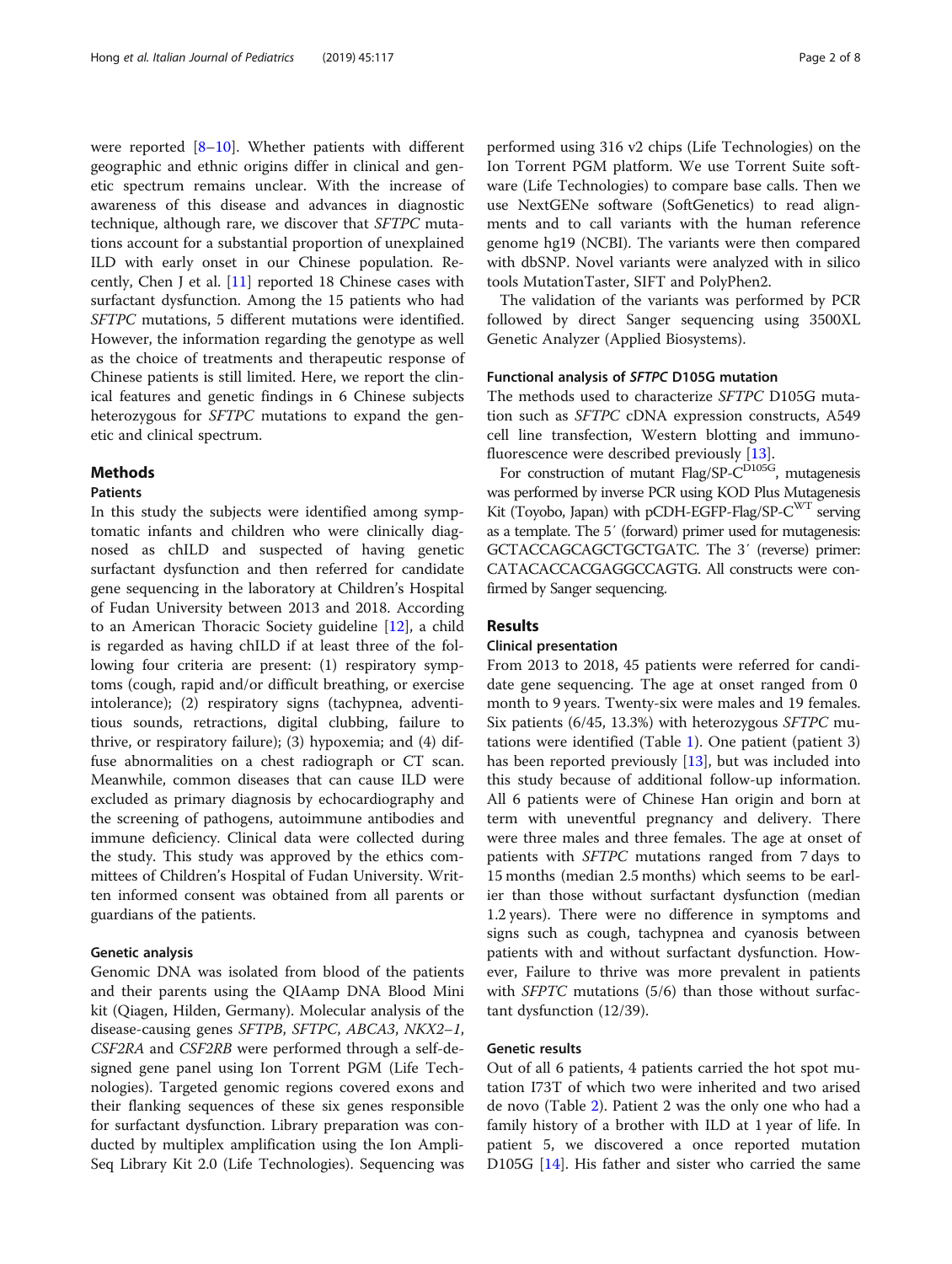were reported [8–10]. Whether patients with different geographic and ethnic origins differ in clinical and genetic spectrum remains unclear. With the increase of awareness of this disease and advances in diagnostic technique, although rare, we discover that *SFTPC* mutations account for a substantial proportion of unexplained ILD with early onset in our Chinese population. Recently, Chen J et al. [11] reported 18 Chinese cases with surfactant dysfunction. Among the 15 patients who had *SFTPC* mutations, 5 different mutations were identified. However, the information regarding the genotype as well as the choice of treatments and therapeutic response of Chinese patients is still limited. Here, we report the clinical features and genetic findings in 6 Chinese subjects heterozygous for *SFTPC* mutations to expand the genetic and clinical spectrum.

## Methods

### Patients

In this study the subjects were identified among symptomatic infants and children who were clinically diagnosed as chILD and suspected of having genetic surfactant dysfunction and then referred for candidate gene sequencing in the laboratory at Children's Hospital of Fudan University between 2013 and 2018. According to an American Thoracic Society guideline [12], a child is regarded as having chILD if at least three of the following four criteria are present: (1) respiratory symptoms (cough, rapid and/or difficult breathing, or exercise intolerance); (2) respiratory signs (tachypnea, adventitious sounds, retractions, digital clubbing, failure to thrive, or respiratory failure); (3) hypoxemia; and (4) diffuse abnormalities on a chest radiograph or CT scan. Meanwhile, common diseases that can cause ILD were excluded as primary diagnosis by echocardiography and the screening of pathogens, autoimmune antibodies and immune deficiency. Clinical data were collected during the study. This study was approved by the ethics committees of Children's Hospital of Fudan University. Written informed consent was obtained from all parents or guardians of the patients.

### Genetic analysis

Genomic DNA was isolated from blood of the patients and their parents using the QIAamp DNA Blood Mini kit (Qiagen, Hilden, Germany). Molecular analysis of the disease-causing genes *SFTPB*, *SFTPC*, *ABCA3*, *NKX2–1*, *CSF2RA* and *CSF2RB* were performed through a self-designed gene panel using Ion Torrent PGM (Life Technologies). Targeted genomic regions covered exons and their flanking sequences of these six genes responsible for surfactant dysfunction. Library preparation was conducted by multiplex amplification using the Ion AmpliSeq Library Kit 2.0 (Life Technologies). Sequencing was performed using 316 v2 chips (Life Technologies) on the Ion Torrent PGM platform. We use Torrent Suite software (Life Technologies) to compare base calls. Then we use NextGENe software (SoftGenetics) to read alignments and to call variants with the human reference genome hg19 (NCBI). The variants were then compared with dbSNP. Novel variants were analyzed with in silico tools MutationTaster, SIFT and PolyPhen2.

The validation of the variants was performed by PCR followed by direct Sanger sequencing using 3500XL Genetic Analyzer (Applied Biosystems).

### Functional analysis of *SFTPC* D105G mutation

The methods used to characterize *SFTPC* D105G mutation such as *SFTPC* cDNA expression constructs, A549 cell line transfection, Western blotting and immunofluorescence were described previously [13].

For construction of mutant Flag/SP-C$^{D105G}$, mutagenesis was performed by inverse PCR using KOD Plus Mutagenesis Kit (Toyobo, Japan) with pCDH-EGFP-Flag/SP-C$^{WT}$ serving as a template. The 5′ (forward) primer used for mutagenesis: GCTACCAGCAGCTGCTGATC. The 3′ (reverse) primer: CATACACCACGAGGCCAGTG. All constructs were confirmed by Sanger sequencing.

## Results

### Clinical presentation

From 2013 to 2018, 45 patients were referred for candidate gene sequencing. The age at onset ranged from 0 month to 9 years. Twenty-six were males and 19 females. Six patients (6/45, 13.3%) with heterozygous *SFTPC* mutations were identified (Table 1). One patient (patient 3) has been reported previously [13], but was included into this study because of additional follow-up information. All 6 patients were of Chinese Han origin and born at term with uneventful pregnancy and delivery. There were three males and three females. The age at onset of patients with *SFTPC* mutations ranged from 7 days to 15 months (median 2.5 months) which seems to be earlier than those without surfactant dysfunction (median 1.2 years). There were no difference in symptoms and signs such as cough, tachypnea and cyanosis between patients with and without surfactant dysfunction. However, Failure to thrive was more prevalent in patients with *SFPTC* mutations (5/6) than those without surfactant dysfunction (12/39).

### Genetic results

Out of all 6 patients, 4 patients carried the hot spot mutation I73T of which two were inherited and two arised de novo (Table 2). Patient 2 was the only one who had a family history of a brother with ILD at 1 year of life. In patient 5, we discovered a once reported mutation D105G [14]. His father and sister who carried the same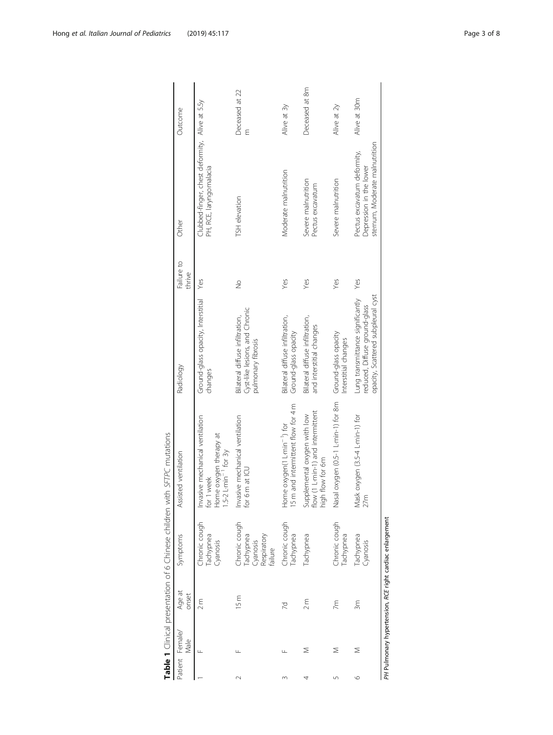**Table 1** Clinical presentation of 6 Chinese children with *SFTPC* mutations

| Patient | Female/ Male | Age at onset | Symptoms | Assisted ventilation | Radiology | Failure to thrive | Other | Outcome |
|---|---|---|---|---|---|---|---|---|
| 1 | F | 2 m | Chronic cough Tachypnea Cyanosis | Invasive mechanical ventilation for 1 week Home oxygen therapy at 1.5-2 L·min$^{-1}$ for 3y | Ground-glass opacity, Interstitial changes | Yes | Clubbed-finger, chest deformity, PH, RCE, laryngomalacia | Alive at 5.5y |
| 2 | F | 15 m | Chronic cough Tachypnea Cyanosis Respiratory failure | Invasive mechanical ventilation for 6 m at ICU | Bilateral diffuse infiltration, Cyst-like lesions, and Chronic pulmonary fibrosis | No | TSH elevation | Deceased at 22 m |
| 3 | F | 7d | Chronic cough Tachypnea | Home oxygen(1 L·min$^{-1}$) for 15 m and intermittent flow for 4 m | Bilateral diffuse infiltration, Ground-glass opacity | Yes | Moderate malnutrition | Alive at 3y |
| 4 | M | 2 m | Tachypnea | Supplemental oxygen with low flow (1 L·min-1) and intermittent high flow for 6m | Bilateral diffuse infiltration, and interstitial changes | Yes | Severe malnutrition Pectus excavatum | Deceased at 8m |
| 5 | M | 7m | Chronic cough Tachypnea | Nasal oxygen (0.5-1 L·min-1) for 8m | Ground-glass opacity Interstitial changes | Yes | Severe malnutrition | Alive at 2y |
| 6 | M | 3m | Tachypnea Cyanosis | Mask oxygen (3.5-4 L·min-1) for 27m | Lung transmittance significantly reduced, Diffuse ground-glass opacity, Scattered subpleural cyst | Yes | Pectus excavatum deformity, Depression in the lower sternum, Moderate malnutrition | Alive at 30m |

*PH* Pulmonary hypertension, *RCE* right cardiac enlargement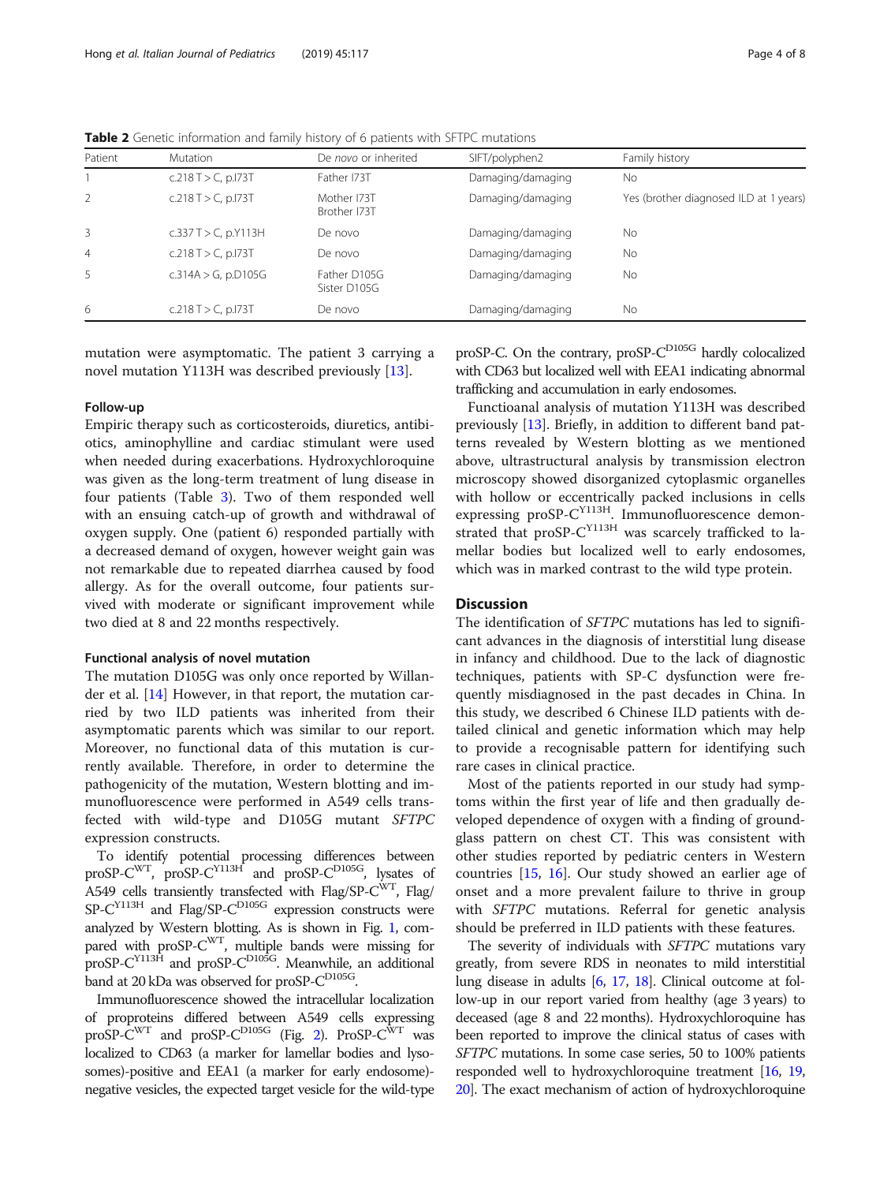**Table 2** Genetic information and family history of 6 patients with SFTPC mutations

| Patient | Mutation | De *novo* or inherited | SIFT/polyphen2 | Family history |
|---|---|---|---|---|
| 1 | c.218 T > C, p.I73T | Father I73T | Damaging/damaging | No |
| 2 | c.218 T > C, p.I73T | Mother I73T<br>Brother I73T | Damaging/damaging | Yes (brother diagnosed ILD at 1 years) |
| 3 | c.337 T > C, p.Y113H | De novo | Damaging/damaging | No |
| 4 | c.218 T > C, p.I73T | De novo | Damaging/damaging | No |
| 5 | c.314A > G, p.D105G | Father D105G<br>Sister D105G | Damaging/damaging | No |
| 6 | c.218 T > C, p.I73T | De novo | Damaging/damaging | No |

mutation were asymptomatic. The patient 3 carrying a novel mutation Y113H was described previously [13].

#### Follow-up

Empiric therapy such as corticosteroids, diuretics, antibiotics, aminophylline and cardiac stimulant were used when needed during exacerbations. Hydroxychloroquine was given as the long-term treatment of lung disease in four patients (Table 3). Two of them responded well with an ensuing catch-up of growth and withdrawal of oxygen supply. One (patient 6) responded partially with a decreased demand of oxygen, however weight gain was not remarkable due to repeated diarrhea caused by food allergy. As for the overall outcome, four patients survived with moderate or significant improvement while two died at 8 and 22 months respectively.

#### Functional analysis of novel mutation

The mutation D105G was only once reported by Willander et al. [14] However, in that report, the mutation carried by two ILD patients was inherited from their asymptomatic parents which was similar to our report. Moreover, no functional data of this mutation is currently available. Therefore, in order to determine the pathogenicity of the mutation, Western blotting and immunofluorescence were performed in A549 cells transfected with wild-type and D105G mutant *SFTPC* expression constructs.

To identify potential processing differences between proSP-$C^{WT}$, proSP-$C^{Y113H}$ and proSP-$C^{D105G}$, lysates of A549 cells transiently transfected with Flag/SP-$C^{WT}$, Flag/SP-$C^{Y113H}$ and Flag/SP-$C^{D105G}$ expression constructs were analyzed by Western blotting. As is shown in Fig. 1, compared with proSP-$C^{WT}$, multiple bands were missing for proSP-$C^{Y113H}$ and proSP-$C^{D105G}$. Meanwhile, an additional band at 20 kDa was observed for proSP-$C^{D105G}$.

Immunofluorescence showed the intracellular localization of proproteins differed between A549 cells expressing proSP-$C^{WT}$ and proSP-$C^{D105G}$ (Fig. 2). ProSP-$C^{WT}$ was localized to CD63 (a marker for lamellar bodies and lysosomes)-positive and EEA1 (a marker for early endosome)-negative vesicles, the expected target vesicle for the wild-type proSP-C. On the contrary, proSP-$C^{D105G}$ hardly colocalized with CD63 but localized well with EEA1 indicating abnormal trafficking and accumulation in early endosomes.

Functioanal analysis of mutation Y113H was described previously [13]. Briefly, in addition to different band patterns revealed by Western blotting as we mentioned above, ultrastructural analysis by transmission electron microscopy showed disorganized cytoplasmic organelles with hollow or eccentrically packed inclusions in cells expressing proSP-$C^{Y113H}$. Immunofluorescence demonstrated that proSP-$C^{Y113H}$ was scarcely trafficked to lamellar bodies but localized well to early endosomes, which was in marked contrast to the wild type protein.

## Discussion

The identification of *SFTPC* mutations has led to significant advances in the diagnosis of interstitial lung disease in infancy and childhood. Due to the lack of diagnostic techniques, patients with SP-C dysfunction were frequently misdiagnosed in the past decades in China. In this study, we described 6 Chinese ILD patients with detailed clinical and genetic information which may help to provide a recognisable pattern for identifying such rare cases in clinical practice.

Most of the patients reported in our study had symptoms within the first year of life and then gradually developed dependence of oxygen with a finding of ground-glass pattern on chest CT. This was consistent with other studies reported by pediatric centers in Western countries [15, 16]. Our study showed an earlier age of onset and a more prevalent failure to thrive in group with *SFTPC* mutations. Referral for genetic analysis should be preferred in ILD patients with these features.

The severity of individuals with *SFTPC* mutations vary greatly, from severe RDS in neonates to mild interstitial lung disease in adults [6, 17, 18]. Clinical outcome at follow-up in our report varied from healthy (age 3 years) to deceased (age 8 and 22 months). Hydroxychloroquine has been reported to improve the clinical status of cases with *SFTPC* mutations. In some case series, 50 to 100% patients responded well to hydroxychloroquine treatment [16, 19, 20]. The exact mechanism of action of hydroxychloroquine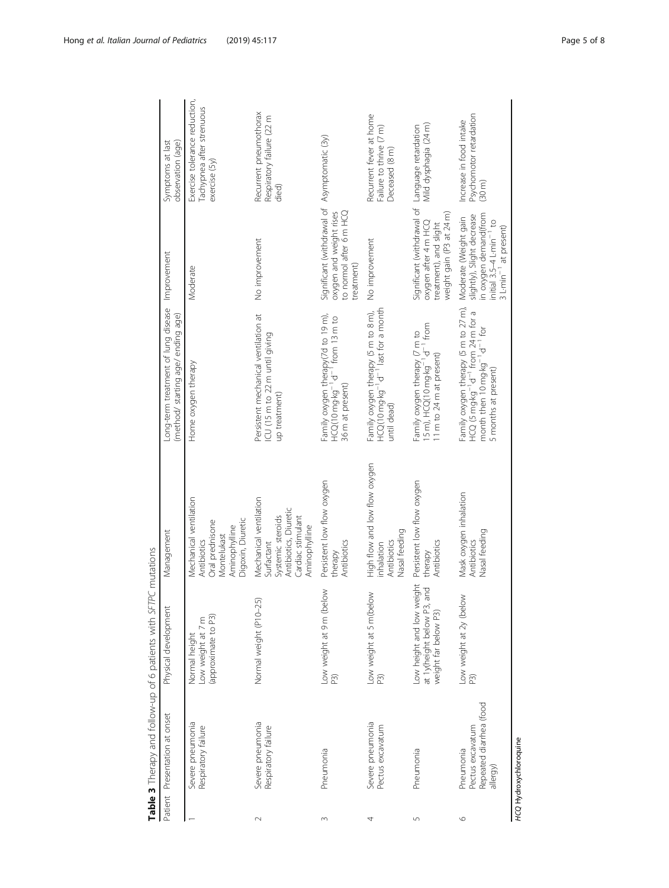**Table 3** Therapy and follow-up of 6 patients with *SFTPC* mutations

| Patient | Presentation at onset | Physical development | Management | Long-term treatment of lung disease (method/ starting age/ ending age) | Improvement | Symptoms at last observation (age) |
|---|---|---|---|---|---|---|
| 1 | Severe pneumonia<br>Respiratory failure | Normal height<br>Low weight at 7 m (approximate to P3) | Mechanical ventilation<br>Antibiotics<br>Oral prednisone<br>Montelukast<br>Aminophylline<br>Digoxin, Diuretic | Home oxygen therapy | Moderate | Exercise tolerance reduction, Tachypnea after strenuous exercise (5y) |
| 2 | Severe pneumonia<br>Respiratory failure | Normal weight (P10–25) | Mechanical ventilation<br>Surfactant<br>Systemic steroids<br>Antibiotics, Diuretic<br>Cardiac stimulant<br>Aminophylline | Persistent mechanical ventilation at ICU (15 m to 22 m until giving up treatment) | No improvement | Recurrent pneumothorax<br>Respiratory failure (22 m died) |
| 3 | Pneumonia | Low weight at 9 m (below P3) | Persistent low flow oxygen therapy<br>Antibiotics | Family oxygen therapy(7d to 19 m), HCQ($10\,mg{\cdot}kg^{-1}{\cdot}d^{-1}$ from 13 m to 36 m at present) | Significant (withdrawal of oxygen and weight rises to normol after 6 m HCQ treatment) | Asymptomatic (3y) |
| 4 | Severe pneumonia<br>Pectus excavatum | Low weight at 5 m(below P3) | High flow and low flow oxygen inhalation<br>Antibiotics<br>Nasal feeding | Family oxygen therapy (5 m to 8 m), HCQ($10\,mg{\cdot}kg^{-1}{\cdot}d^{-1}$ last for a month until dead) | No improvement | Recurrent fever at home<br>Failure to thrive (7 m)<br>Deceased (8 m) |
| 5 | Pneumonia | Low height and low weight at 1y(height below P3, and weight far below P3) | Persistent low flow oxygen therapy<br>Antibiotics | Family oxygen therapy (7 m to 15 m), HCQ($10\,mg{\cdot}kg^{-1}{\cdot}d^{-1}$ from 11 m to 24 m at present) | Significant (withdrawal of oxygen after 4 m HCQ treatment), and slight weight gain (P3 at 24 m) | Language retardation<br>Mild dysphagia (24 m) |
| 6 | Pneumonia<br>Pectus excavatum<br>Repeated diarrhea (food allergy) | Low weight at 2y (below P3) | Mask oxygen inhalation<br>Antibiotics<br>Nasal feeding | Family oxygen therapy (5 m to 27 m), HCQ ($5\,mg{\cdot}kg^{-1}{\cdot}d^{-1}$ from 24 m for a month then $10\,mg{\cdot}kg^{-1}{\cdot}d^{-1}$ for 5 months at present) | Moderate (Weight gain slightly), Slight decrease in oxygen demand(from initial 3.5–4 $L{\cdot}min^{-1}$ to 3 $L{\cdot}min^{-1}$ at present) | Increase in food intake<br>Psychomotor retardation (30 m) |

*HCQ* Hydroxychloroquine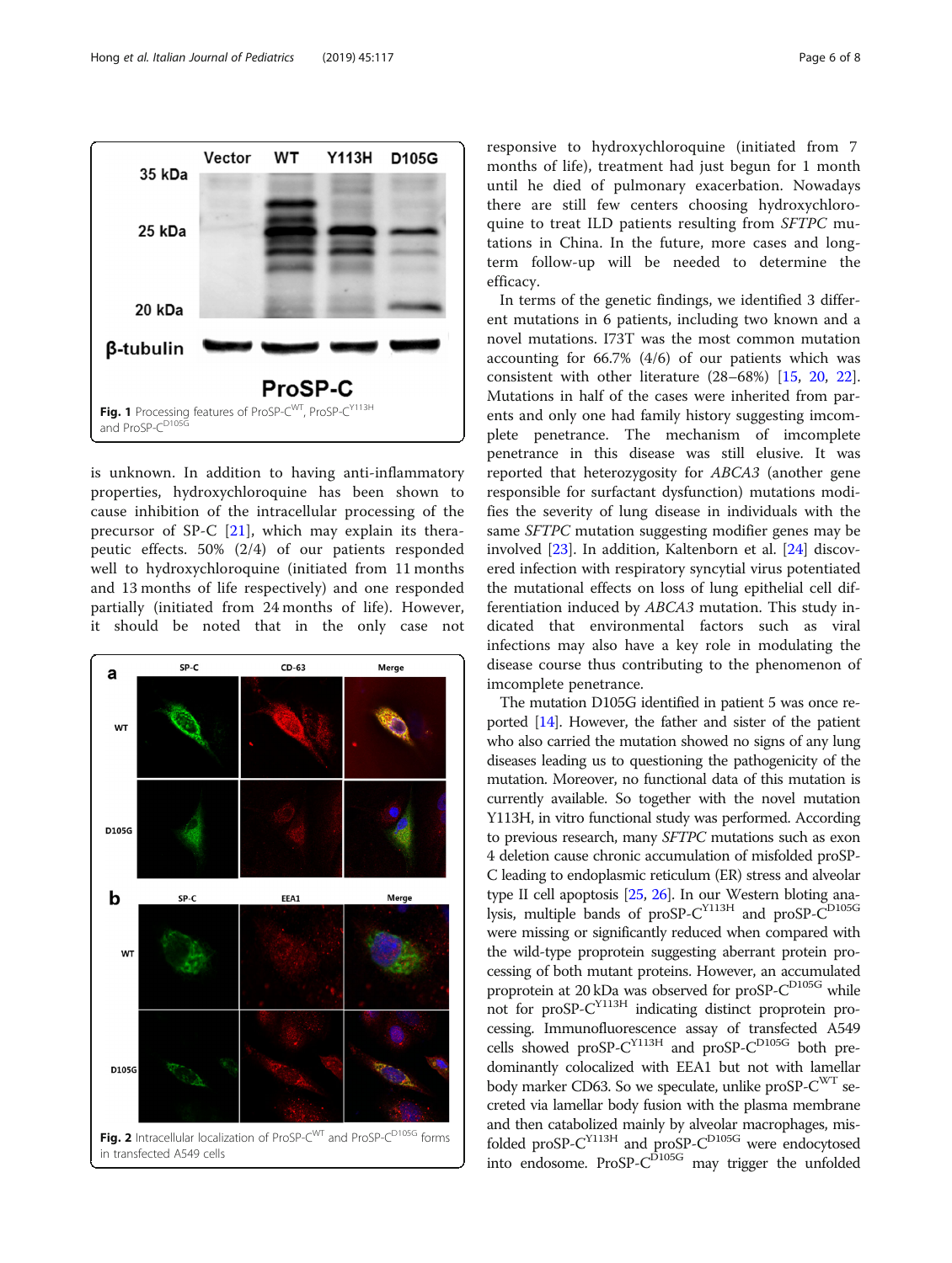Fig. 1 Processing features of ProSP-C$^{WT}$, ProSP-C$^{Y113H}$ and ProSP-C$^{D105G}$

is unknown. In addition to having anti-inflammatory properties, hydroxychloroquine has been shown to cause inhibition of the intracellular processing of the precursor of SP-C [21], which may explain its therapeutic effects. 50% (2/4) of our patients responded well to hydroxychloroquine (initiated from 11 months and 13 months of life respectively) and one responded partially (initiated from 24 months of life). However, it should be noted that in the only case not responsive to hydroxychloroquine (initiated from 7 months of life), treatment had just begun for 1 month until he died of pulmonary exacerbation. Nowadays there are still few centers choosing hydroxychloroquine to treat ILD patients resulting from *SFTPC* mutations in China. In the future, more cases and long-term follow-up will be needed to determine the efficacy.

Fig. 2 Intracellular localization of ProSP-C$^{WT}$ and ProSP-C$^{D105G}$ forms in transfected A549 cells

In terms of the genetic findings, we identified 3 different mutations in 6 patients, including two known and a novel mutations. I73T was the most common mutation accounting for 66.7% (4/6) of our patients which was consistent with other literature (28–68%) [15, 20, 22]. Mutations in half of the cases were inherited from parents and only one had family history suggesting imcomplete penetrance. The mechanism of imcomplete penetrance in this disease was still elusive. It was reported that heterozygosity for *ABCA3* (another gene responsible for surfactant dysfunction) mutations modifies the severity of lung disease in individuals with the same *SFTPC* mutation suggesting modifier genes may be involved [23]. In addition, Kaltenborn et al. [24] discovered infection with respiratory syncytial virus potentiated the mutational effects on loss of lung epithelial cell differentiation induced by *ABCA3* mutation. This study indicated that environmental factors such as viral infections may also have a key role in modulating the disease course thus contributing to the phenomenon of imcomplete penetrance.

The mutation D105G identified in patient 5 was once reported [14]. However, the father and sister of the patient who also carried the mutation showed no signs of any lung diseases leading us to questioning the pathogenicity of the mutation. Moreover, no functional data of this mutation is currently available. So together with the novel mutation Y113H, in vitro functional study was performed. According to previous research, many *SFTPC* mutations such as exon 4 deletion cause chronic accumulation of misfolded proSP-C leading to endoplasmic reticulum (ER) stress and alveolar type II cell apoptosis [25, 26]. In our Western bloting analysis, multiple bands of proSP-C$^{Y113H}$ and proSP-C$^{D105G}$ were missing or significantly reduced when compared with the wild-type proprotein suggesting aberrant protein processing of both mutant proteins. However, an accumulated proprotein at 20 kDa was observed for proSP-C$^{D105G}$ while not for proSP-C$^{Y113H}$ indicating distinct proprotein processing. Immunofluorescence assay of transfected A549 cells showed proSP-C$^{Y113H}$ and proSP-C$^{D105G}$ both predominantly colocalized with EEA1 but not with lamellar body marker CD63. So we speculate, unlike proSP-C$^{WT}$ secreted via lamellar body fusion with the plasma membrane and then catabolized mainly by alveolar macrophages, misfolded proSP-C$^{Y113H}$ and proSP-C$^{D105G}$ were endocytosed into endosome. ProSP-C$^{D105G}$ may trigger the unfolded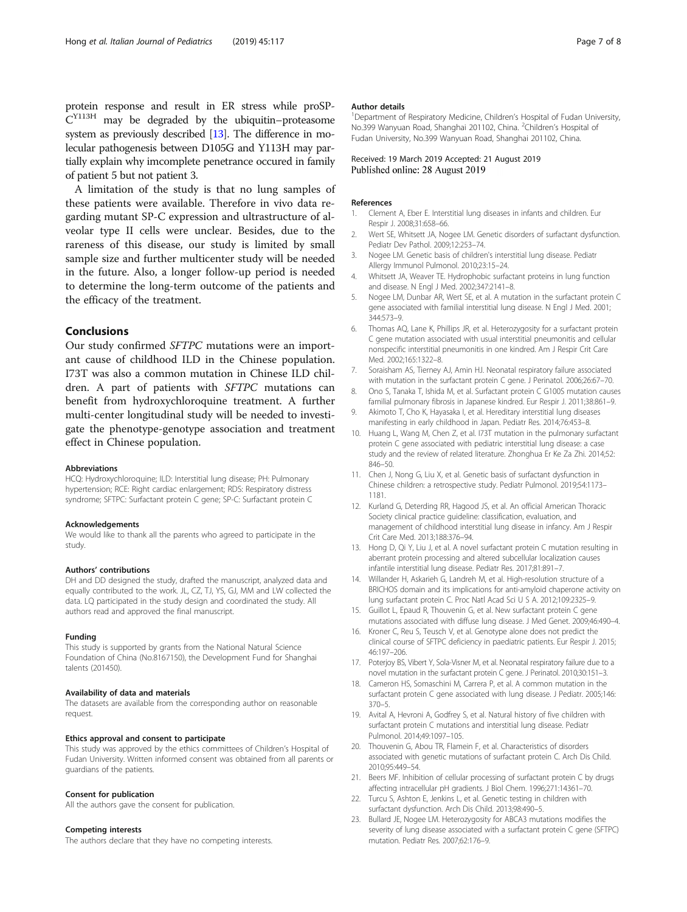protein response and result in ER stress while proSP-$C^{Y113H}$ may be degraded by the ubiquitin–proteasome system as previously described [13]. The difference in molecular pathogenesis between D105G and Y113H may partially explain why imcomplete penetrance occured in family of patient 5 but not patient 3.

A limitation of the study is that no lung samples of these patients were available. Therefore in vivo data regarding mutant SP-C expression and ultrastructure of alveolar type II cells were unclear. Besides, due to the rareness of this disease, our study is limited by small sample size and further multicenter study will be needed in the future. Also, a longer follow-up period is needed to determine the long-term outcome of the patients and the efficacy of the treatment.

## Conclusions

Our study confirmed *SFTPC* mutations were an important cause of childhood ILD in the Chinese population. I73T was also a common mutation in Chinese ILD children. A part of patients with *SFTPC* mutations can benefit from hydroxychloroquine treatment. A further multi-center longitudinal study will be needed to investigate the phenotype-genotype association and treatment effect in Chinese population.

#### Abbreviations

HCQ: Hydroxychloroquine; ILD: Interstitial lung disease; PH: Pulmonary hypertension; RCE: Right cardiac enlargement; RDS: Respiratory distress syndrome; SFTPC: Surfactant protein C gene; SP-C: Surfactant protein C

#### Acknowledgements

We would like to thank all the parents who agreed to participate in the study.

#### Authors' contributions

DH and DD designed the study, drafted the manuscript, analyzed data and equally contributed to the work. JL, CZ, TJ, YS, GJ, MM and LW collected the data. LQ participated in the study design and coordinated the study. All authors read and approved the final manuscript.

#### Funding

This study is supported by grants from the National Natural Science Foundation of China (No.8167150), the Development Fund for Shanghai talents (201450).

#### Availability of data and materials

The datasets are available from the corresponding author on reasonable request.

#### Ethics approval and consent to participate

This study was approved by the ethics committees of Children's Hospital of Fudan University. Written informed consent was obtained from all parents or guardians of the patients.

#### Consent for publication

All the authors gave the consent for publication.

#### Competing interests

The authors declare that they have no competing interests.

#### Author details

[1]Department of Respiratory Medicine, Children's Hospital of Fudan University, No.399 Wanyuan Road, Shanghai 201102, China. [2]Children's Hospital of Fudan University, No.399 Wanyuan Road, Shanghai 201102, China.

Received: 19 March 2019 Accepted: 21 August 2019
Published online: 28 August 2019

#### References

1. Clement A, Eber E. Interstitial lung diseases in infants and children. Eur Respir J. 2008;31:658–66.
2. Wert SE, Whitsett JA, Nogee LM. Genetic disorders of surfactant dysfunction. Pediatr Dev Pathol. 2009;12:253–74.
3. Nogee LM. Genetic basis of children's interstitial lung disease. Pediatr Allergy Immunol Pulmonol. 2010;23:15–24.
4. Whitsett JA, Weaver TE. Hydrophobic surfactant proteins in lung function and disease. N Engl J Med. 2002;347:2141–8.
5. Nogee LM, Dunbar AR, Wert SE, et al. A mutation in the surfactant protein C gene associated with familial interstitial lung disease. N Engl J Med. 2001; 344:573–9.
6. Thomas AQ, Lane K, Phillips JR, et al. Heterozygosity for a surfactant protein C gene mutation associated with usual interstitial pneumonitis and cellular nonspecific interstitial pneumonitis in one kindred. Am J Respir Crit Care Med. 2002;165:1322–8.
7. Soraisham AS, Tierney AJ, Amin HJ. Neonatal respiratory failure associated with mutation in the surfactant protein C gene. J Perinatol. 2006;26:67–70.
8. Ono S, Tanaka T, Ishida M, et al. Surfactant protein C G100S mutation causes familial pulmonary fibrosis in Japanese kindred. Eur Respir J. 2011;38:861–9.
9. Akimoto T, Cho K, Hayasaka I, et al. Hereditary interstitial lung diseases manifesting in early childhood in Japan. Pediatr Res. 2014;76:453–8.
10. Huang L, Wang M, Chen Z, et al. I73T mutation in the pulmonary surfactant protein C gene associated with pediatric interstitial lung disease: a case study and the review of related literature. Zhonghua Er Ke Za Zhi. 2014;52: 846–50.
11. Chen J, Nong G, Liu X, et al. Genetic basis of surfactant dysfunction in Chinese children: a retrospective study. Pediatr Pulmonol. 2019;54:1173–1181.
12. Kurland G, Deterding RR, Hagood JS, et al. An official American Thoracic Society clinical practice guideline: classification, evaluation, and management of childhood interstitial lung disease in infancy. Am J Respir Crit Care Med. 2013;188:376–94.
13. Hong D, Qi Y, Liu J, et al. A novel surfactant protein C mutation resulting in aberrant protein processing and altered subcellular localization causes infantile interstitial lung disease. Pediatr Res. 2017;81:891–7.
14. Willander H, Askarieh G, Landreh M, et al. High-resolution structure of a BRICHOS domain and its implications for anti-amyloid chaperone activity on lung surfactant protein C. Proc Natl Acad Sci U S A. 2012;109:2325–9.
15. Guillot L, Epaud R, Thouvenin G, et al. New surfactant protein C gene mutations associated with diffuse lung disease. J Med Genet. 2009;46:490–4.
16. Kroner C, Reu S, Teusch V, et al. Genotype alone does not predict the clinical course of SFTPC deficiency in paediatric patients. Eur Respir J. 2015; 46:197–206.
17. Poterjoy BS, Vibert Y, Sola-Visner M, et al. Neonatal respiratory failure due to a novel mutation in the surfactant protein C gene. J Perinatol. 2010;30:151–3.
18. Cameron HS, Somaschini M, Carrera P, et al. A common mutation in the surfactant protein C gene associated with lung disease. J Pediatr. 2005;146: 370–5.
19. Avital A, Hevroni A, Godfrey S, et al. Natural history of five children with surfactant protein C mutations and interstitial lung disease. Pediatr Pulmonol. 2014;49:1097–105.
20. Thouvenin G, Abou TR, Flamein F, et al. Characteristics of disorders associated with genetic mutations of surfactant protein C. Arch Dis Child. 2010;95:449–54.
21. Beers MF. Inhibition of cellular processing of surfactant protein C by drugs affecting intracellular pH gradients. J Biol Chem. 1996;271:14361–70.
22. Turcu S, Ashton E, Jenkins L, et al. Genetic testing in children with surfactant dysfunction. Arch Dis Child. 2013;98:490–5.
23. Bullard JE, Nogee LM. Heterozygosity for ABCA3 mutations modifies the severity of lung disease associated with a surfactant protein C gene (SFTPC) mutation. Pediatr Res. 2007;62:176–9.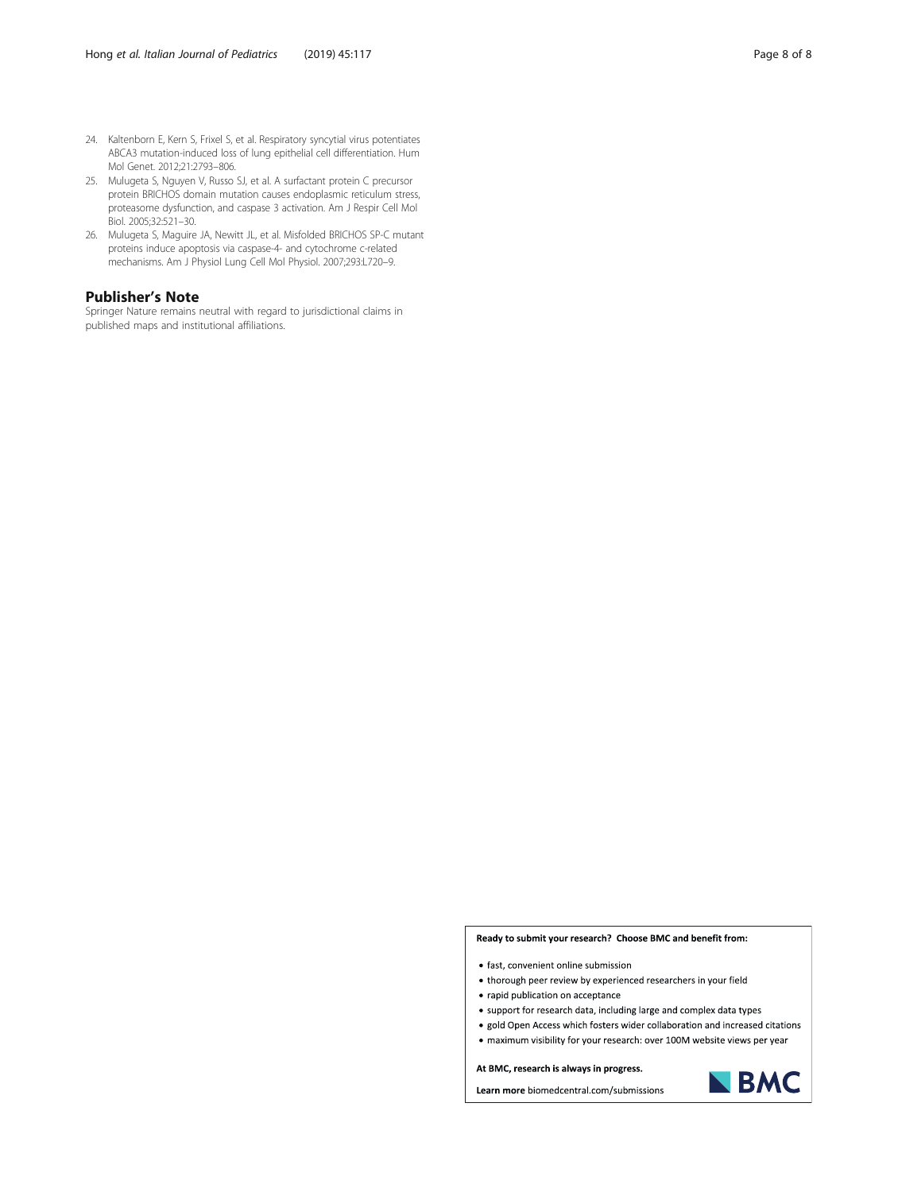24. Kaltenborn E, Kern S, Frixel S, et al. Respiratory syncytial virus potentiates ABCA3 mutation-induced loss of lung epithelial cell differentiation. Hum Mol Genet. 2012;21:2793–806.
25. Mulugeta S, Nguyen V, Russo SJ, et al. A surfactant protein C precursor protein BRICHOS domain mutation causes endoplasmic reticulum stress, proteasome dysfunction, and caspase 3 activation. Am J Respir Cell Mol Biol. 2005;32:521–30.
26. Mulugeta S, Maguire JA, Newitt JL, et al. Misfolded BRICHOS SP-C mutant proteins induce apoptosis via caspase-4- and cytochrome c-related mechanisms. Am J Physiol Lung Cell Mol Physiol. 2007;293:L720–9.

## Publisher's Note

Springer Nature remains neutral with regard to jurisdictional claims in published maps and institutional affiliations.

**Ready to submit your research? Choose BMC and benefit from:**

- fast, convenient online submission
- thorough peer review by experienced researchers in your field
- rapid publication on acceptance
- support for research data, including large and complex data types
- gold Open Access which fosters wider collaboration and increased citations
- maximum visibility for your research: over 100M website views per year

**At BMC, research is always in progress.**

**Learn more** biomedcentral.com/submissions

BMC